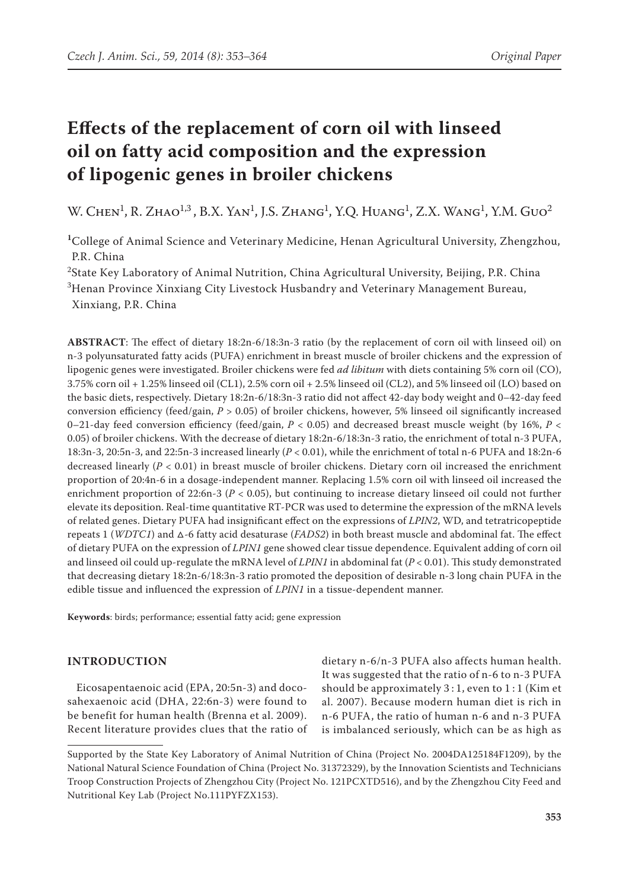# Effects of the replacement of corn oil with linseed oil on fatty acid composition and the expression of lipogenic genes in broiler chickens

W. Chen[1], R. Zhao[1,3], B.X. Yan[1], J.S. Zhang[1], Y.Q. Huang[1], Z.X. Wang[1], Y.M. Guo[2]

[1]College of Animal Science and Veterinary Medicine, Henan Agricultural University, Zhengzhou, P.R. China

[2]State Key Laboratory of Animal Nutrition, China Agricultural University, Beijing, P.R. China

[3]Henan Province Xinxiang City Livestock Husbandry and Veterinary Management Bureau, Xinxiang, P.R. China

**ABSTRACT**: The effect of dietary 18:2n-6/18:3n-3 ratio (by the replacement of corn oil with linseed oil) on n-3 polyunsaturated fatty acids (PUFA) enrichment in breast muscle of broiler chickens and the expression of lipogenic genes were investigated. Broiler chickens were fed *ad libitum* with diets containing 5% corn oil (CO), 3.75% corn oil + 1.25% linseed oil (CL1), 2.5% corn oil + 2.5% linseed oil (CL2), and 5% linseed oil (LO) based on the basic diets, respectively. Dietary 18:2n-6/18:3n-3 ratio did not affect 42-day body weight and 0–42-day feed conversion efficiency (feed/gain, $P > 0.05$) of broiler chickens, however, 5% linseed oil significantly increased 0–21-day feed conversion efficiency (feed/gain, $P < 0.05$) and decreased breast muscle weight (by 16%, $P < 0.05$) of broiler chickens. With the decrease of dietary 18:2n-6/18:3n-3 ratio, the enrichment of total n-3 PUFA, 18:3n-3, 20:5n-3, and 22:5n-3 increased linearly ($P < 0.01$), while the enrichment of total n-6 PUFA and 18:2n-6 decreased linearly ($P < 0.01$) in breast muscle of broiler chickens. Dietary corn oil increased the enrichment proportion of 20:4n-6 in a dosage-independent manner. Replacing 1.5% corn oil with linseed oil increased the enrichment proportion of 22:6n-3 ($P < 0.05$), but continuing to increase dietary linseed oil could not further elevate its deposition. Real-time quantitative RT-PCR was used to determine the expression of the mRNA levels of related genes. Dietary PUFA had insignificant effect on the expressions of *LPIN2*, WD, and tetratricopeptide repeats 1 (*WDTC1*) and Δ-6 fatty acid desaturase (*FADS2*) in both breast muscle and abdominal fat. The effect of dietary PUFA on the expression of *LPIN1* gene showed clear tissue dependence. Equivalent adding of corn oil and linseed oil could up-regulate the mRNA level of *LPIN1* in abdominal fat ($P < 0.01$). This study demonstrated that decreasing dietary 18:2n-6/18:3n-3 ratio promoted the deposition of desirable n-3 long chain PUFA in the edible tissue and influenced the expression of *LPIN1* in a tissue-dependent manner.

**Keywords**: birds; performance; essential fatty acid; gene expression

## INTRODUCTION

Eicosapentaenoic acid (EPA, 20:5n-3) and docosahexaenoic acid (DHA, 22:6n-3) were found to be benefit for human health (Brenna et al. 2009). Recent literature provides clues that the ratio of dietary n-6/n-3 PUFA also affects human health. It was suggested that the ratio of n-6 to n-3 PUFA should be approximately 3 : 1, even to 1 : 1 (Kim et al. 2007). Because modern human diet is rich in n-6 PUFA, the ratio of human n-6 and n-3 PUFA is imbalanced seriously, which can be as high as

---

Supported by the State Key Laboratory of Animal Nutrition of China (Project No. 2004DA125184F1209), by the National Natural Science Foundation of China (Project No. 31372329), by the Innovation Scientists and Technicians Troop Construction Projects of Zhengzhou City (Project No. 121PCXTD516), and by the Zhengzhou City Feed and Nutritional Key Lab (Project No.111PYFZX153).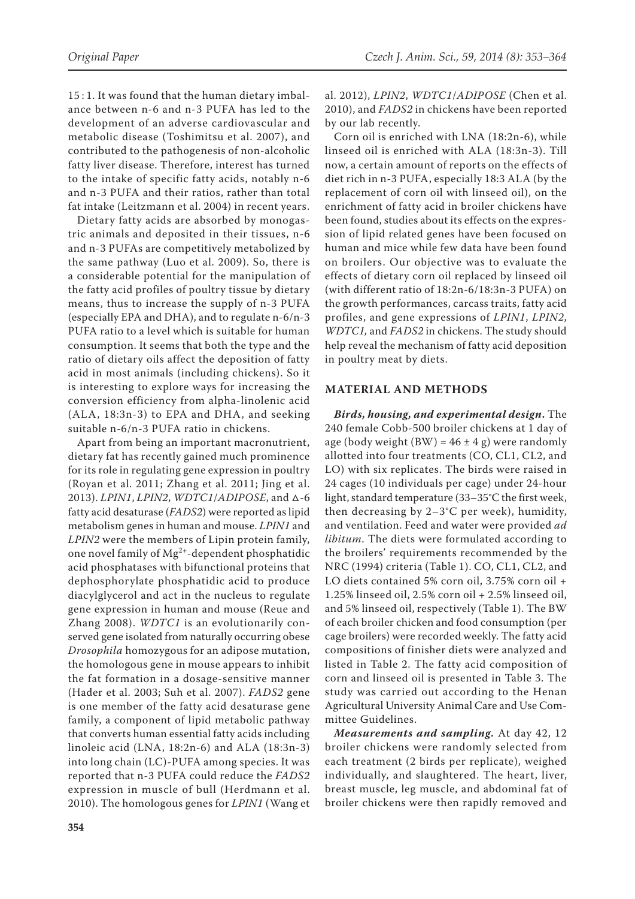15 : 1. It was found that the human dietary imbalance between n-6 and n-3 PUFA has led to the development of an adverse cardiovascular and metabolic disease (Toshimitsu et al. 2007), and contributed to the pathogenesis of non-alcoholic fatty liver disease. Therefore, interest has turned to the intake of specific fatty acids, notably n-6 and n-3 PUFA and their ratios, rather than total fat intake (Leitzmann et al. 2004) in recent years.

Dietary fatty acids are absorbed by monogastric animals and deposited in their tissues, n-6 and n-3 PUFAs are competitively metabolized by the same pathway (Luo et al. 2009). So, there is a considerable potential for the manipulation of the fatty acid profiles of poultry tissue by dietary means, thus to increase the supply of n-3 PUFA (especially EPA and DHA), and to regulate n-6/n-3 PUFA ratio to a level which is suitable for human consumption. It seems that both the type and the ratio of dietary oils affect the deposition of fatty acid in most animals (including chickens). So it is interesting to explore ways for increasing the conversion efficiency from alpha-linolenic acid (ALA, 18:3n-3) to EPA and DHA, and seeking suitable n-6/n-3 PUFA ratio in chickens.

Apart from being an important macronutrient, dietary fat has recently gained much prominence for its role in regulating gene expression in poultry (Royan et al. 2011; Zhang et al. 2011; Jing et al. 2013). *LPIN1*, *LPIN2*, *WDTC1*/*ADIPOSE*, and Δ-6 fatty acid desaturase (*FADS2*) were reported as lipid metabolism genes in human and mouse. *LPIN1* and *LPIN2* were the members of Lipin protein family, one novel family of $Mg^{2+}$-dependent phosphatidic acid phosphatases with bifunctional proteins that dephosphorylate phosphatidic acid to produce diacylglycerol and act in the nucleus to regulate gene expression in human and mouse (Reue and Zhang 2008). *WDTC1* is an evolutionarily conserved gene isolated from naturally occurring obese *Drosophila* homozygous for an adipose mutation, the homologous gene in mouse appears to inhibit the fat formation in a dosage-sensitive manner (Hader et al. 2003; Suh et al. 2007). *FADS2* gene is one member of the fatty acid desaturase gene family, a component of lipid metabolic pathway that converts human essential fatty acids including linoleic acid (LNA, 18:2n-6) and ALA (18:3n-3) into long chain (LC)-PUFA among species. It was reported that n-3 PUFA could reduce the *FADS2* expression in muscle of bull (Herdmann et al. 2010). The homologous genes for *LPIN1* (Wang et al. 2012), *LPIN2*, *WDTC1*/*ADIPOSE* (Chen et al. 2010), and *FADS2* in chickens have been reported by our lab recently.

Corn oil is enriched with LNA (18:2n-6), while linseed oil is enriched with ALA (18:3n-3). Till now, a certain amount of reports on the effects of diet rich in n-3 PUFA, especially 18:3 ALA (by the replacement of corn oil with linseed oil), on the enrichment of fatty acid in broiler chickens have been found, studies about its effects on the expression of lipid related genes have been focused on human and mice while few data have been found on broilers. Our objective was to evaluate the effects of dietary corn oil replaced by linseed oil (with different ratio of 18:2n-6/18:3n-3 PUFA) on the growth performances, carcass traits, fatty acid profiles, and gene expressions of *LPIN1*, *LPIN2*, *WDTC1,* and *FADS2* in chickens. The study should help reveal the mechanism of fatty acid deposition in poultry meat by diets.

## MATERIAL AND METHODS

***Birds, housing, and experimental design.*** The 240 female Cobb-500 broiler chickens at 1 day of age (body weight (BW) = 46 ± 4 g) were randomly allotted into four treatments (CO, CL1, CL2, and LO) with six replicates. The birds were raised in 24 cages (10 individuals per cage) under 24-hour light, standard temperature (33–35°C the first week, then decreasing by 2–3°C per week), humidity, and ventilation. Feed and water were provided *ad libitum*. The diets were formulated according to the broilers' requirements recommended by the NRC (1994) criteria (Table 1). CO, CL1, CL2, and LO diets contained 5% corn oil, 3.75% corn oil + 1.25% linseed oil, 2.5% corn oil + 2.5% linseed oil, and 5% linseed oil, respectively (Table 1). The BW of each broiler chicken and food consumption (per cage broilers) were recorded weekly. The fatty acid compositions of finisher diets were analyzed and listed in Table 2. The fatty acid composition of corn and linseed oil is presented in Table 3. The study was carried out according to the Henan Agricultural University Animal Care and Use Committee Guidelines.

***Measurements and sampling.*** At day 42, 12 broiler chickens were randomly selected from each treatment (2 birds per replicate), weighed individually, and slaughtered. The heart, liver, breast muscle, leg muscle, and abdominal fat of broiler chickens were then rapidly removed and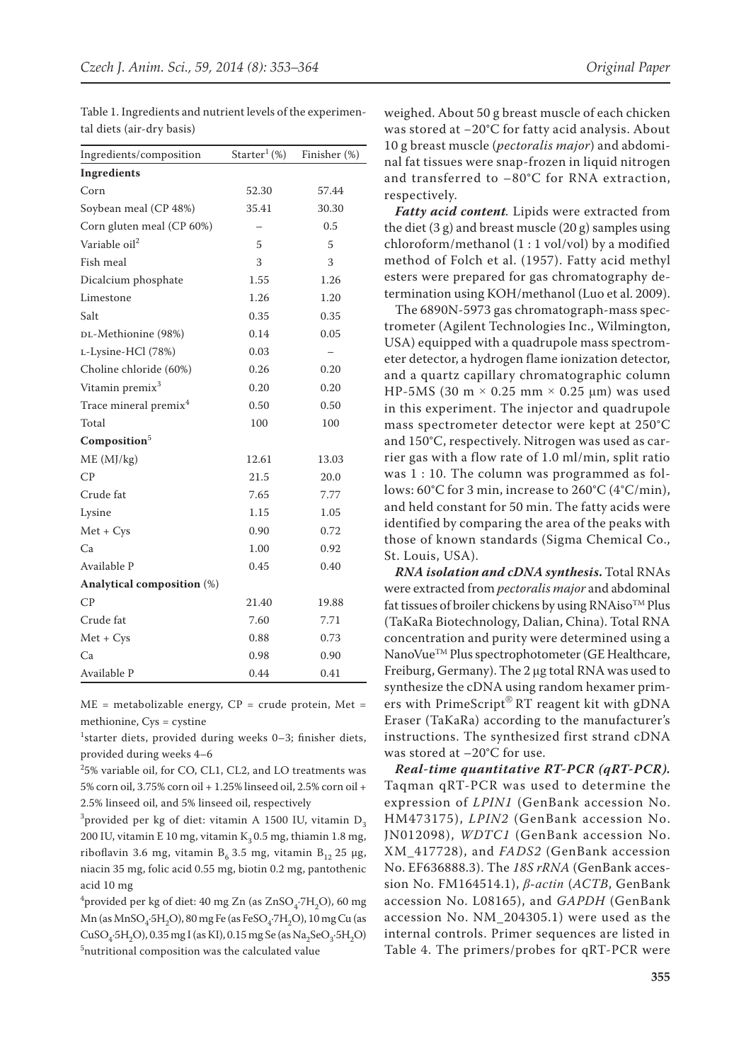Table 1. Ingredients and nutrient levels of the experimental diets (air-dry basis)

| Ingredients/composition | Starter[1] (%) | Finisher (%) |
|---|---|---|
| **Ingredients** | | |
| Corn | 52.30 | 57.44 |
| Soybean meal (CP 48%) | 35.41 | 30.30 |
| Corn gluten meal (CP 60%) | – | 0.5 |
| Variable oil[2] | 5 | 5 |
| Fish meal | 3 | 3 |
| Dicalcium phosphate | 1.55 | 1.26 |
| Limestone | 1.26 | 1.20 |
| Salt | 0.35 | 0.35 |
| DL-Methionine (98%) | 0.14 | 0.05 |
| L-Lysine-HCl (78%) | 0.03 | – |
| Choline chloride (60%) | 0.26 | 0.20 |
| Vitamin premix[3] | 0.20 | 0.20 |
| Trace mineral premix[4] | 0.50 | 0.50 |
| Total | 100 | 100 |
| **Composition**[5] | | |
| ME (MJ/kg) | 12.61 | 13.03 |
| CP | 21.5 | 20.0 |
| Crude fat | 7.65 | 7.77 |
| Lysine | 1.15 | 1.05 |
| Met + Cys | 0.90 | 0.72 |
| Ca | 1.00 | 0.92 |
| Available P | 0.45 | 0.40 |
| **Analytical composition** (%) | | |
| CP | 21.40 | 19.88 |
| Crude fat | 7.60 | 7.71 |
| Met + Cys | 0.88 | 0.73 |
| Ca | 0.98 | 0.90 |
| Available P | 0.44 | 0.41 |

ME = metabolizable energy, CP = crude protein, Met = methionine, Cys = cystine

[1]starter diets, provided during weeks 0–3; finisher diets, provided during weeks 4–6

[2]5% variable oil, for CO, CL1, CL2, and LO treatments was 5% corn oil, 3.75% corn oil + 1.25% linseed oil, 2.5% corn oil + 2.5% linseed oil, and 5% linseed oil, respectively

[3]provided per kg of diet: vitamin A 1500 IU, vitamin $D_3$ 200 IU, vitamin E 10 mg, vitamin $K_3$ 0.5 mg, thiamin 1.8 mg, riboflavin 3.6 mg, vitamin $B_6$ 3.5 mg, vitamin $B_{12}$ 25 μg, niacin 35 mg, folic acid 0.55 mg, biotin 0.2 mg, pantothenic acid 10 mg

[4]provided per kg of diet: 40 mg Zn (as $ZnSO_4{\cdot}7H_2O$), 60 mg Mn (as $MnSO_4{\cdot}5H_2O$), 80 mg Fe (as $FeSO_4{\cdot}7H_2O$), 10 mg Cu (as $CuSO_4{\cdot}5H_2O$), 0.35 mg I (as KI), 0.15 mg Se (as $Na_2SeO_3{\cdot}5H_2O$)

[5]nutritional composition was the calculated value

weighed. About 50 g breast muscle of each chicken was stored at −20°C for fatty acid analysis. About 10 g breast muscle (*pectoralis major*) and abdominal fat tissues were snap-frozen in liquid nitrogen and transferred to −80°C for RNA extraction, respectively.

***Fatty acid content.*** Lipids were extracted from the diet (3 g) and breast muscle (20 g) samples using chloroform/methanol (1 : 1 vol/vol) by a modified method of Folch et al. (1957). Fatty acid methyl esters were prepared for gas chromatography determination using KOH/methanol (Luo et al. 2009).

The 6890N-5973 gas chromatograph-mass spectrometer (Agilent Technologies Inc., Wilmington, USA) equipped with a quadrupole mass spectrometer detector, a hydrogen flame ionization detector, and a quartz capillary chromatographic column HP-5MS (30 m × 0.25 mm × 0.25 μm) was used in this experiment. The injector and quadrupole mass spectrometer detector were kept at 250°C and 150°C, respectively. Nitrogen was used as carrier gas with a flow rate of 1.0 ml/min, split ratio was 1 : 10. The column was programmed as follows: 60°C for 3 min, increase to 260°C (4°C/min), and held constant for 50 min. The fatty acids were identified by comparing the area of the peaks with those of known standards (Sigma Chemical Co., St. Louis, USA).

***RNA isolation and cDNA synthesis.*** Total RNAs were extracted from *pectoralis major* and abdominal fat tissues of broiler chickens by using RNAiso™ Plus (TaKaRa Biotechnology, Dalian, China). Total RNA concentration and purity were determined using a NanoVue™ Plus spectrophotometer (GE Healthcare, Freiburg, Germany). The 2 μg total RNA was used to synthesize the cDNA using random hexamer primers with PrimeScript® RT reagent kit with gDNA Eraser (TaKaRa) according to the manufacturer's instructions. The synthesized first strand cDNA was stored at −20°C for use.

***Real-time quantitative RT-PCR (qRT-PCR).*** Taqman qRT-PCR was used to determine the expression of *LPIN1* (GenBank accession No. HM473175), *LPIN2* (GenBank accession No. JN012098), *WDTC1* (GenBank accession No. XM_417728), and *FADS2* (GenBank accession No. EF636888.3). The *18S rRNA* (GenBank accession No. FM164514.1), *β-actin* (*ACTB*, GenBank accession No. L08165), and *GAPDH* (GenBank accession No. NM_204305.1) were used as the internal controls. Primer sequences are listed in Table 4. The primers/probes for qRT-PCR were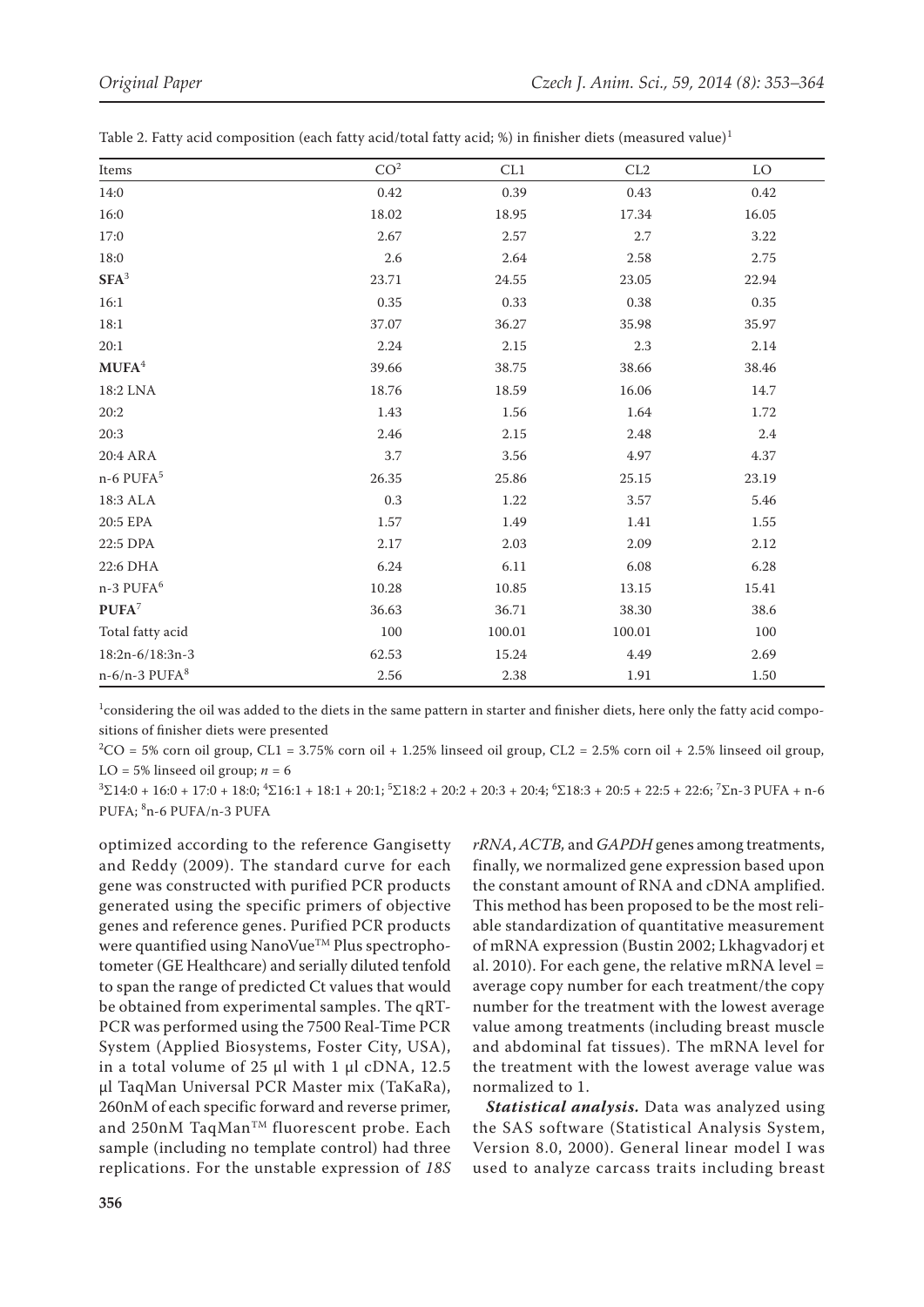Table 2. Fatty acid composition (each fatty acid/total fatty acid; %) in finisher diets (measured value)[1]

| Items | CO[2] | CL1 | CL2 | LO |
|---|---|---|---|---|
| 14:0 | 0.42 | 0.39 | 0.43 | 0.42 |
| 16:0 | 18.02 | 18.95 | 17.34 | 16.05 |
| 17:0 | 2.67 | 2.57 | 2.7 | 3.22 |
| 18:0 | 2.6 | 2.64 | 2.58 | 2.75 |
| **SFA**[3] | 23.71 | 24.55 | 23.05 | 22.94 |
| 16:1 | 0.35 | 0.33 | 0.38 | 0.35 |
| 18:1 | 37.07 | 36.27 | 35.98 | 35.97 |
| 20:1 | 2.24 | 2.15 | 2.3 | 2.14 |
| **MUFA**[4] | 39.66 | 38.75 | 38.66 | 38.46 |
| 18:2 LNA | 18.76 | 18.59 | 16.06 | 14.7 |
| 20:2 | 1.43 | 1.56 | 1.64 | 1.72 |
| 20:3 | 2.46 | 2.15 | 2.48 | 2.4 |
| 20:4 ARA | 3.7 | 3.56 | 4.97 | 4.37 |
| n-6 PUFA[5] | 26.35 | 25.86 | 25.15 | 23.19 |
| 18:3 ALA | 0.3 | 1.22 | 3.57 | 5.46 |
| 20:5 EPA | 1.57 | 1.49 | 1.41 | 1.55 |
| 22:5 DPA | 2.17 | 2.03 | 2.09 | 2.12 |
| 22:6 DHA | 6.24 | 6.11 | 6.08 | 6.28 |
| n-3 PUFA[6] | 10.28 | 10.85 | 13.15 | 15.41 |
| **PUFA**[7] | 36.63 | 36.71 | 38.30 | 38.6 |
| Total fatty acid | 100 | 100.01 | 100.01 | 100 |
| 18:2n-6/18:3n-3 | 62.53 | 15.24 | 4.49 | 2.69 |
| n-6/n-3 PUFA[8] | 2.56 | 2.38 | 1.91 | 1.50 |

[1]considering the oil was added to the diets in the same pattern in starter and finisher diets, here only the fatty acid compositions of finisher diets were presented

[2]CO = 5% corn oil group, CL1 = 3.75% corn oil + 1.25% linseed oil group, CL2 = 2.5% corn oil + 2.5% linseed oil group, LO = 5% linseed oil group; $n = 6$

[3]Σ14:0 + 16:0 + 17:0 + 18:0; [4]Σ16:1 + 18:1 + 20:1; [5]Σ18:2 + 20:2 + 20:3 + 20:4; [6]Σ18:3 + 20:5 + 22:5 + 22:6; [7]Σn-3 PUFA + n-6 PUFA; [8]n-6 PUFA/n-3 PUFA

optimized according to the reference Gangisetty and Reddy (2009). The standard curve for each gene was constructed with purified PCR products generated using the specific primers of objective genes and reference genes. Purified PCR products were quantified using NanoVue™ Plus spectrophotometer (GE Healthcare) and serially diluted tenfold to span the range of predicted Ct values that would be obtained from experimental samples. The qRT-PCR was performed using the 7500 Real-Time PCR System (Applied Biosystems, Foster City, USA), in a total volume of 25 μl with 1 μl cDNA, 12.5 μl TaqMan Universal PCR Master mix (TaKaRa), 260nM of each specific forward and reverse primer, and 250nM TaqMan™ fluorescent probe. Each sample (including no template control) had three replications. For the unstable expression of *18S rRNA*, *ACTB*, and *GAPDH* genes among treatments, finally, we normalized gene expression based upon the constant amount of RNA and cDNA amplified. This method has been proposed to be the most reliable standardization of quantitative measurement of mRNA expression (Bustin 2002; Lkhagvadorj et al. 2010). For each gene, the relative mRNA level = average copy number for each treatment/the copy number for the treatment with the lowest average value among treatments (including breast muscle and abdominal fat tissues). The mRNA level for the treatment with the lowest average value was normalized to 1.

***Statistical analysis.*** Data was analyzed using the SAS software (Statistical Analysis System, Version 8.0, 2000). General linear model I was used to analyze carcass traits including breast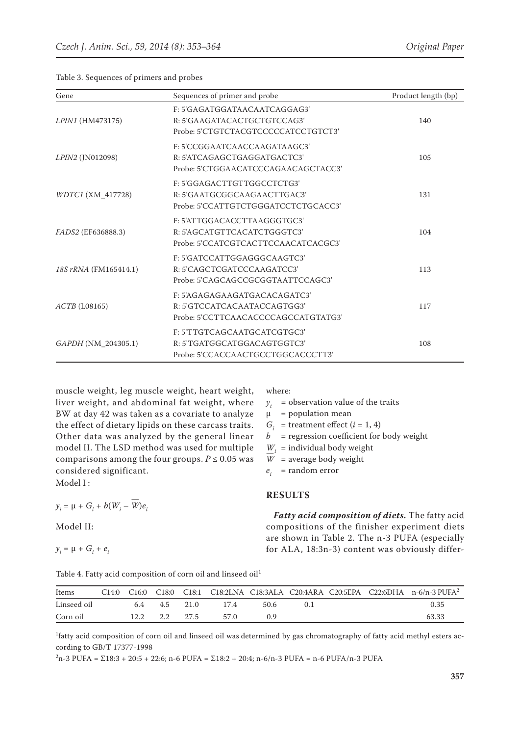Table 3. Sequences of primers and probes

| Gene | Sequences of primer and probe | Product length (bp) |
|---|---|---|
| *LPIN1* (HM473175) | F: 5'GAGATGGATAACAATCAGGAG3'<br>R: 5'GAAGATACACTGCTGTCCAG3'<br>Probe: 5'CTGTCTACGTCCCCCATCCTGTCT3' | 140 |
| *LPIN2* (JN012098) | F: 5'CCGGAATCAACCAAGATAAGC3'<br>R: 5'ATCAGAGCTGAGGATGACTC3'<br>Probe: 5'CTGGAACATCCCAGAACAGCTACC3' | 105 |
| *WDTC1* (XM_417728) | F: 5'GGAGACTTGTTGGCCTCTG3'<br>R: 5'GAATGCGGCAAGAACTTGAC3'<br>Probe: 5'CCATTGTCTGGGATCCTCTGCACC3' | 131 |
| *FADS2* (EF636888.3) | F: 5'ATTGGACACCTTAAGGGTGC3'<br>R: 5'AGCATGTTCACATCTGGGTC3'<br>Probe: 5'CCATCGTCACTTCCAACATCACGC3' | 104 |
| *18S rRNA* (FM165414.1) | F: 5'GATCCATTGGAGGGCAAGTC3'<br>R: 5'CAGCTCGATCCCAAGATCC3'<br>Probe: 5'CAGCAGCCGCGGTAATTCCAGC3' | 113 |
| *ACTB* (L08165) | F: 5'AGAGAGAAGATGACACAGATC3'<br>R: 5'GTCCATCACAATACCAGTGG3'<br>Probe: 5'CCTTCAACACCCCAGCCATGTATG3' | 117 |
| *GAPDH* (NM_204305.1) | F: 5'TTGTCAGCAATGCATCGTGC3'<br>R: 5'TGATGGCATGGACAGTGGTC3'<br>Probe: 5'CCACCAACTGCCTGGCACCCTT3' | 108 |

muscle weight, leg muscle weight, heart weight, liver weight, and abdominal fat weight, where BW at day 42 was taken as a covariate to analyze the effect of dietary lipids on these carcass traits. Other data was analyzed by the general linear model II. The LSD method was used for multiple comparisons among the four groups. $P \leq 0.05$ was considered significant.

Model I :

$$y_i = \mu + G_i + b(W_i - \overline{W})e_i$$

Model II:

$$y_i = \mu + G_i + e_i$$

where:

$y_i$ = observation value of the traits
$\mu$ = population mean
$G_i$ = treatment effect ($i$ = 1, 4)
$b$ = regression coefficient for body weight
$W_i$ = individual body weight
$\overline{W}$ = average body weight
$e_i$ = random error

## RESULTS

***Fatty acid composition of diets.*** The fatty acid compositions of the finisher experiment diets are shown in Table 2. The n-3 PUFA (especially for ALA, 18:3n-3) content was obviously differ-

Table 4. Fatty acid composition of corn oil and linseed oil[1]

| Items | C14:0 | C16:0 | C18:0 | C18:1 | C18:2LNA | C18:3ALA | C20:4ARA | C20:5EPA | C22:6DHA | n-6/n-3 PUFA[2] |
|---|---|---|---|---|---|---|---|---|---|---|
| Linseed oil | | 6.4 | 4.5 | 21.0 | 17.4 | 50.6 | 0.1 | | | 0.35 |
| Corn oil | | 12.2 | 2.2 | 27.5 | 57.0 | 0.9 | | | | 63.33 |

[1]fatty acid composition of corn oil and linseed oil was determined by gas chromatography of fatty acid methyl esters according to GB/T 17377-1998

[2]n-3 PUFA = Σ18:3 + 20:5 + 22:6; n-6 PUFA = Σ18:2 + 20:4; n-6/n-3 PUFA = n-6 PUFA/n-3 PUFA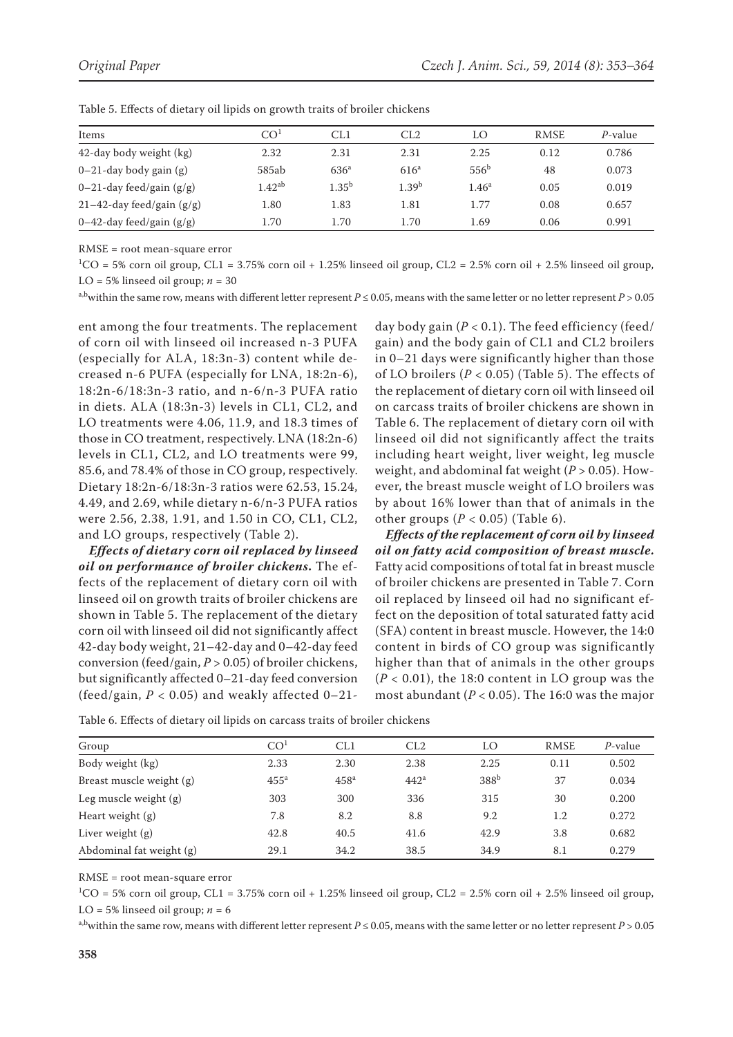Table 5. Effects of dietary oil lipids on growth traits of broiler chickens

| Items | CO[1] | CL1 | CL2 | LO | RMSE | *P*-value |
|---|---|---|---|---|---|---|
| 42-day body weight (kg) | 2.32 | 2.31 | 2.31 | 2.25 | 0.12 | 0.786 |
| 0–21-day body gain (g) | 585ab | 636[a] | 616[a] | 556[b] | 48 | 0.073 |
| 0–21-day feed/gain (g/g) | 1.42[ab] | 1.35[b] | 1.39[b] | 1.46[a] | 0.05 | 0.019 |
| 21–42-day feed/gain (g/g) | 1.80 | 1.83 | 1.81 | 1.77 | 0.08 | 0.657 |
| 0–42-day feed/gain (g/g) | 1.70 | 1.70 | 1.70 | 1.69 | 0.06 | 0.991 |

RMSE = root mean-square error

[1]CO = 5% corn oil group, CL1 = 3.75% corn oil + 1.25% linseed oil group, CL2 = 2.5% corn oil + 2.5% linseed oil group, LO = 5% linseed oil group; $n = 30$

[a,b]within the same row, means with different letter represent $P \leq 0.05$, means with the same letter or no letter represent $P > 0.05$

ent among the four treatments. The replacement of corn oil with linseed oil increased n-3 PUFA (especially for ALA, 18:3n-3) content while decreased n-6 PUFA (especially for LNA, 18:2n-6), 18:2n-6/18:3n-3 ratio, and n-6/n-3 PUFA ratio in diets. ALA (18:3n-3) levels in CL1, CL2, and LO treatments were 4.06, 11.9, and 18.3 times of those in CO treatment, respectively. LNA (18:2n-6) levels in CL1, CL2, and LO treatments were 99, 85.6, and 78.4% of those in CO group, respectively. Dietary 18:2n-6/18:3n-3 ratios were 62.53, 15.24, 4.49, and 2.69, while dietary n-6/n-3 PUFA ratios were 2.56, 2.38, 1.91, and 1.50 in CO, CL1, CL2, and LO groups, respectively (Table 2).

***Effects of dietary corn oil replaced by linseed oil on performance of broiler chickens.*** The effects of the replacement of dietary corn oil with linseed oil on growth traits of broiler chickens are shown in Table 5. The replacement of the dietary corn oil with linseed oil did not significantly affect 42-day body weight, 21–42-day and 0–42-day feed conversion (feed/gain, $P > 0.05$) of broiler chickens, but significantly affected 0–21-day feed conversion (feed/gain, $P < 0.05$) and weakly affected 0–21-day body gain ($P < 0.1$). The feed efficiency (feed/gain) and the body gain of CL1 and CL2 broilers in 0–21 days were significantly higher than those of LO broilers ($P < 0.05$) (Table 5). The effects of the replacement of dietary corn oil with linseed oil on carcass traits of broiler chickens are shown in Table 6. The replacement of dietary corn oil with linseed oil did not significantly affect the traits including heart weight, liver weight, leg muscle weight, and abdominal fat weight ($P > 0.05$). However, the breast muscle weight of LO broilers was by about 16% lower than that of animals in the other groups ($P < 0.05$) (Table 6).

***Effects of the replacement of corn oil by linseed oil on fatty acid composition of breast muscle.*** Fatty acid compositions of total fat in breast muscle of broiler chickens are presented in Table 7. Corn oil replaced by linseed oil had no significant effect on the deposition of total saturated fatty acid (SFA) content in breast muscle. However, the 14:0 content in birds of CO group was significantly higher than that of animals in the other groups ($P < 0.01$), the 18:0 content in LO group was the most abundant ($P < 0.05$). The 16:0 was the major

Table 6. Effects of dietary oil lipids on carcass traits of broiler chickens

| Group | CO[1] | CL1 | CL2 | LO | RMSE | *P*-value |
|---|---|---|---|---|---|---|
| Body weight (kg) | 2.33 | 2.30 | 2.38 | 2.25 | 0.11 | 0.502 |
| Breast muscle weight (g) | 455[a] | 458[a] | 442[a] | 388[b] | 37 | 0.034 |
| Leg muscle weight (g) | 303 | 300 | 336 | 315 | 30 | 0.200 |
| Heart weight (g) | 7.8 | 8.2 | 8.8 | 9.2 | 1.2 | 0.272 |
| Liver weight (g) | 42.8 | 40.5 | 41.6 | 42.9 | 3.8 | 0.682 |
| Abdominal fat weight (g) | 29.1 | 34.2 | 38.5 | 34.9 | 8.1 | 0.279 |

RMSE = root mean-square error

[1]CO = 5% corn oil group, CL1 = 3.75% corn oil + 1.25% linseed oil group, CL2 = 2.5% corn oil + 2.5% linseed oil group, LO = 5% linseed oil group; $n = 6$

[a,b]within the same row, means with different letter represent $P \leq 0.05$, means with the same letter or no letter represent $P > 0.05$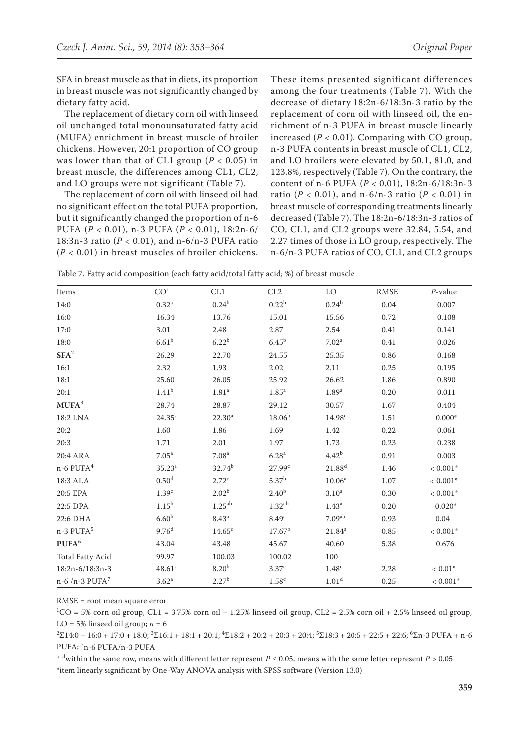SFA in breast muscle as that in diets, its proportion in breast muscle was not significantly changed by dietary fatty acid.

The replacement of dietary corn oil with linseed oil unchanged total monounsaturated fatty acid (MUFA) enrichment in breast muscle of broiler chickens. However, 20:1 proportion of CO group was lower than that of CL1 group ($P < 0.05$) in breast muscle, the differences among CL1, CL2, and LO groups were not significant (Table 7).

The replacement of corn oil with linseed oil had no significant effect on the total PUFA proportion, but it significantly changed the proportion of n-6 PUFA ($P < 0.01$), n-3 PUFA ($P < 0.01$), 18:2n-6/18:3n-3 ratio ($P < 0.01$), and n-6/n-3 PUFA ratio ($P < 0.01$) in breast muscles of broiler chickens. These items presented significant differences among the four treatments (Table 7). With the decrease of dietary 18:2n-6/18:3n-3 ratio by the replacement of corn oil with linseed oil, the enrichment of n-3 PUFA in breast muscle linearly increased ($P < 0.01$). Comparing with CO group, n-3 PUFA contents in breast muscle of CL1, CL2, and LO broilers were elevated by 50.1, 81.0, and 123.8%, respectively (Table 7). On the contrary, the content of n-6 PUFA ($P < 0.01$), 18:2n-6/18:3n-3 ratio ($P < 0.01$), and n-6/n-3 ratio ($P < 0.01$) in breast muscle of corresponding treatments linearly decreased (Table 7). The 18:2n-6/18:3n-3 ratios of CO, CL1, and CL2 groups were 32.84, 5.54, and 2.27 times of those in LO group, respectively. The n-6/n-3 PUFA ratios of CO, CL1, and CL2 groups

Table 7. Fatty acid composition (each fatty acid/total fatty acid; %) of breast muscle

| Items | CO[1] | CL1 | CL2 | LO | RMSE | P-value |
|---|---|---|---|---|---|---|
| 14:0 | 0.32[a] | 0.24[b] | 0.22[b] | 0.24[b] | 0.04 | 0.007 |
| 16:0 | 16.34 | 13.76 | 15.01 | 15.56 | 0.72 | 0.108 |
| 17:0 | 3.01 | 2.48 | 2.87 | 2.54 | 0.41 | 0.141 |
| 18:0 | 6.61[b] | 6.22[b] | 6.45[b] | 7.02[a] | 0.41 | 0.026 |
| **SFA**[2] | 26.29 | 22.70 | 24.55 | 25.35 | 0.86 | 0.168 |
| 16:1 | 2.32 | 1.93 | 2.02 | 2.11 | 0.25 | 0.195 |
| 18:1 | 25.60 | 26.05 | 25.92 | 26.62 | 1.86 | 0.890 |
| 20:1 | 1.41[b] | 1.81[a] | 1.85[a] | 1.89[a] | 0.20 | 0.011 |
| **MUFA**[3] | 28.74 | 28.87 | 29.12 | 30.57 | 1.67 | 0.404 |
| 18:2 LNA | 24.35[a] | 22.30[a] | 18.06[b] | 14.98[c] | 1.51 | 0.000* |
| 20:2 | 1.60 | 1.86 | 1.69 | 1.42 | 0.22 | 0.061 |
| 20:3 | 1.71 | 2.01 | 1.97 | 1.73 | 0.23 | 0.238 |
| 20:4 ARA | 7.05[a] | 7.08[a] | 6.28[a] | 4.42[b] | 0.91 | 0.003 |
| n-6 PUFA[4] | 35.23[a] | 32.74[b] | 27.99[c] | 21.88[d] | 1.46 | < 0.001* |
| 18:3 ALA | 0.50[d] | 2.72[c] | 5.37[b] | 10.06[a] | 1.07 | < 0.001* |
| 20:5 EPA | 1.39[c] | 2.02[b] | 2.40[b] | 3.10[a] | 0.30 | < 0.001* |
| 22:5 DPA | 1.15[b] | 1.25[ab] | 1.32[ab] | 1.43[a] | 0.20 | 0.020* |
| 22:6 DHA | 6.60[b] | 8.43[a] | 8.49[a] | 7.09[ab] | 0.93 | 0.04 |
| n-3 PUFA[5] | 9.76[d] | 14.65[c] | 17.67[b] | 21.84[a] | 0.85 | < 0.001* |
| **PUFA**[6] | 43.04 | 43.48 | 45.67 | 40.60 | 5.38 | 0.676 |
| Total Fatty Acid | 99.97 | 100.03 | 100.02 | 100 | | |
| 18:2n-6/18:3n-3 | 48.61[a] | 8.20[b] | 3.37[c] | 1.48[c] | 2.28 | < 0.01* |
| n-6 /n-3 PUFA[7] | 3.62[a] | 2.27[b] | 1.58[c] | 1.01[d] | 0.25 | < 0.001* |

RMSE = root mean square error

[1]CO = 5% corn oil group, CL1 = 3.75% corn oil + 1.25% linseed oil group, CL2 = 2.5% corn oil + 2.5% linseed oil group, LO = 5% linseed oil group; $n = 6$

[2]Σ14:0 + 16:0 + 17:0 + 18:0; [3]Σ16:1 + 18:1 + 20:1; [4]Σ18:2 + 20:2 + 20:3 + 20:4; [5]Σ18:3 + 20:5 + 22:5 + 22:6; [6]Σn-3 PUFA + n-6 PUFA; [7]n-6 PUFA/n-3 PUFA

[a–d]within the same row, means with different letter represent $P \leq 0.05$, means with the same letter represent $P > 0.05$

*item linearly significant by One-Way ANOVA analysis with SPSS software (Version 13.0)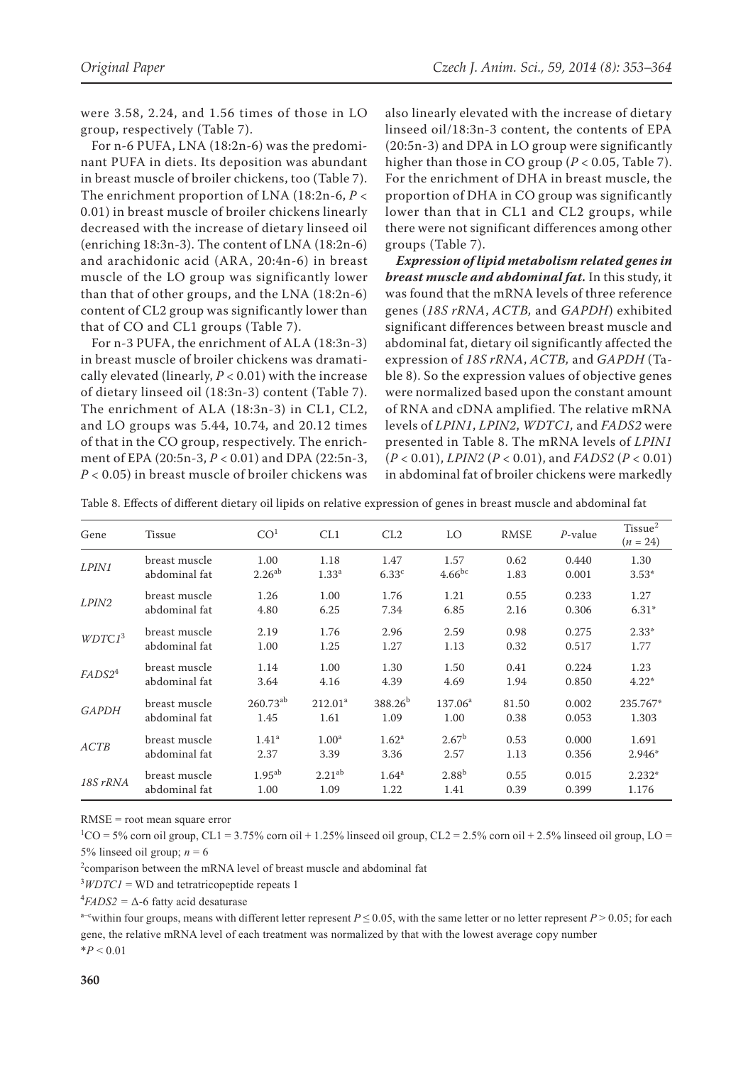were 3.58, 2.24, and 1.56 times of those in LO group, respectively (Table 7).

For n-6 PUFA, LNA (18:2n-6) was the predominant PUFA in diets. Its deposition was abundant in breast muscle of broiler chickens, too (Table 7). The enrichment proportion of LNA (18:2n-6, $P < 0.01$) in breast muscle of broiler chickens linearly decreased with the increase of dietary linseed oil (enriching 18:3n-3). The content of LNA (18:2n-6) and arachidonic acid (ARA, 20:4n-6) in breast muscle of the LO group was significantly lower than that of other groups, and the LNA (18:2n-6) content of CL2 group was significantly lower than that of CO and CL1 groups (Table 7).

For n-3 PUFA, the enrichment of ALA (18:3n-3) in breast muscle of broiler chickens was dramatically elevated (linearly, $P < 0.01$) with the increase of dietary linseed oil (18:3n-3) content (Table 7). The enrichment of ALA (18:3n-3) in CL1, CL2, and LO groups was 5.44, 10.74, and 20.12 times of that in the CO group, respectively. The enrichment of EPA (20:5n-3, $P < 0.01$) and DPA (22:5n-3, $P < 0.05$) in breast muscle of broiler chickens was also linearly elevated with the increase of dietary linseed oil/18:3n-3 content, the contents of EPA (20:5n-3) and DPA in LO group were significantly higher than those in CO group ($P < 0.05$, Table 7). For the enrichment of DHA in breast muscle, the proportion of DHA in CO group was significantly lower than that in CL1 and CL2 groups, while there were not significant differences among other groups (Table 7).

***Expression of lipid metabolism related genes in breast muscle and abdominal fat.*** In this study, it was found that the mRNA levels of three reference genes (*18S rRNA*, *ACTB*, and *GAPDH*) exhibited significant differences between breast muscle and abdominal fat, dietary oil significantly affected the expression of *18S rRNA*, *ACTB*, and *GAPDH* (Table 8). So the expression values of objective genes were normalized based upon the constant amount of RNA and cDNA amplified. The relative mRNA levels of *LPIN1*, *LPIN2*, *WDTC1*, and *FADS2* were presented in Table 8. The mRNA levels of *LPIN1* ($P < 0.01$), *LPIN2* ($P < 0.01$), and *FADS2* ($P < 0.01$) in abdominal fat of broiler chickens were markedly

Table 8. Effects of different dietary oil lipids on relative expression of genes in breast muscle and abdominal fat

| Gene | Tissue | CO[1] | CL1 | CL2 | LO | RMSE | *P*-value | Tissue[2] ($n = 24$) |
|---|---|---|---|---|---|---|---|---|
| *LPIN1* | breast muscle | 1.00 | 1.18 | 1.47 | 1.57 | 0.62 | 0.440 | 1.30 |
| | abdominal fat | $2.26^{ab}$ | $1.33^{a}$ | $6.33^{c}$ | $4.66^{bc}$ | 1.83 | 0.001 | 3.53* |
| *LPIN2* | breast muscle | 1.26 | 1.00 | 1.76 | 1.21 | 0.55 | 0.233 | 1.27 |
| | abdominal fat | 4.80 | 6.25 | 7.34 | 6.85 | 2.16 | 0.306 | 6.31* |
| *WDTC1*[3] | breast muscle | 2.19 | 1.76 | 2.96 | 2.59 | 0.98 | 0.275 | 2.33* |
| | abdominal fat | 1.00 | 1.25 | 1.27 | 1.13 | 0.32 | 0.517 | 1.77 |
| *FADS2*[4] | breast muscle | 1.14 | 1.00 | 1.30 | 1.50 | 0.41 | 0.224 | 1.23 |
| | abdominal fat | 3.64 | 4.16 | 4.39 | 4.69 | 1.94 | 0.850 | 4.22* |
| *GAPDH* | breast muscle | $260.73^{ab}$ | $212.01^{a}$ | $388.26^{b}$ | $137.06^{a}$ | 81.50 | 0.002 | 235.767* |
| | abdominal fat | 1.45 | 1.61 | 1.09 | 1.00 | 0.38 | 0.053 | 1.303 |
| *ACTB* | breast muscle | $1.41^{a}$ | $1.00^{a}$ | $1.62^{a}$ | $2.67^{b}$ | 0.53 | 0.000 | 1.691 |
| | abdominal fat | 2.37 | 3.39 | 3.36 | 2.57 | 1.13 | 0.356 | 2.946* |
| *18S rRNA* | breast muscle | $1.95^{ab}$ | $2.21^{ab}$ | $1.64^{a}$ | $2.88^{b}$ | 0.55 | 0.015 | 2.232* |
| | abdominal fat | 1.00 | 1.09 | 1.22 | 1.41 | 0.39 | 0.399 | 1.176 |

RMSE = root mean square error

[1]CO = 5% corn oil group, CL1 = 3.75% corn oil + 1.25% linseed oil group, CL2 = 2.5% corn oil + 2.5% linseed oil group, LO = 5% linseed oil group; $n = 6$

[2]comparison between the mRNA level of breast muscle and abdominal fat

[3]*WDTC1* = WD and tetratricopeptide repeats 1

[4]*FADS2* = Δ-6 fatty acid desaturase

[a–c]within four groups, means with different letter represent $P \le 0.05$, with the same letter or no letter represent $P > 0.05$; for each gene, the relative mRNA level of each treatment was normalized by that with the lowest average copy number

*$P < 0.01$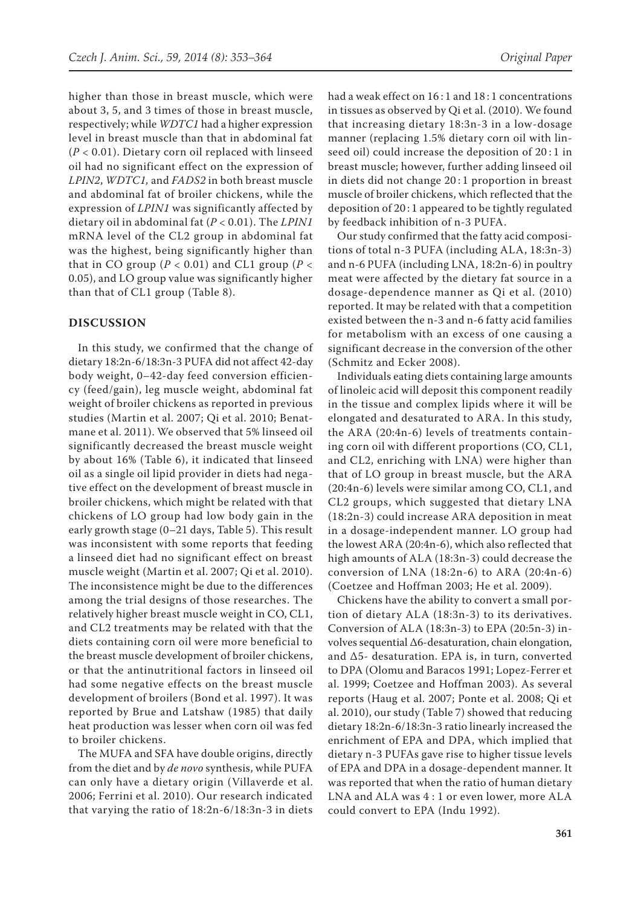higher than those in breast muscle, which were about 3, 5, and 3 times of those in breast muscle, respectively; while *WDTC1* had a higher expression level in breast muscle than that in abdominal fat ($P < 0.01$). Dietary corn oil replaced with linseed oil had no significant effect on the expression of *LPIN2*, *WDTC1,* and *FADS2* in both breast muscle and abdominal fat of broiler chickens, while the expression of *LPIN1* was significantly affected by dietary oil in abdominal fat ($P < 0.01$). The *LPIN1* mRNA level of the CL2 group in abdominal fat was the highest, being significantly higher than that in CO group ($P < 0.01$) and CL1 group ($P < 0.05$), and LO group value was significantly higher than that of CL1 group (Table 8).

## DISCUSSION

In this study, we confirmed that the change of dietary 18:2n-6/18:3n-3 PUFA did not affect 42-day body weight, 0–42-day feed conversion efficiency (feed/gain), leg muscle weight, abdominal fat weight of broiler chickens as reported in previous studies (Martin et al. 2007; Qi et al. 2010; Benatmane et al. 2011). We observed that 5% linseed oil significantly decreased the breast muscle weight by about 16% (Table 6), it indicated that linseed oil as a single oil lipid provider in diets had negative effect on the development of breast muscle in broiler chickens, which might be related with that chickens of LO group had low body gain in the early growth stage (0–21 days, Table 5). This result was inconsistent with some reports that feeding a linseed diet had no significant effect on breast muscle weight (Martin et al. 2007; Qi et al. 2010). The inconsistence might be due to the differences among the trial designs of those researches. The relatively higher breast muscle weight in CO, CL1, and CL2 treatments may be related with that the diets containing corn oil were more beneficial to the breast muscle development of broiler chickens, or that the antinutritional factors in linseed oil had some negative effects on the breast muscle development of broilers (Bond et al. 1997). It was reported by Brue and Latshaw (1985) that daily heat production was lesser when corn oil was fed to broiler chickens.

The MUFA and SFA have double origins, directly from the diet and by *de novo* synthesis, while PUFA can only have a dietary origin (Villaverde et al. 2006; Ferrini et al. 2010). Our research indicated that varying the ratio of 18:2n-6/18:3n-3 in diets had a weak effect on 16 : 1 and 18 : 1 concentrations in tissues as observed by Qi et al. (2010). We found that increasing dietary 18:3n-3 in a low-dosage manner (replacing 1.5% dietary corn oil with linseed oil) could increase the deposition of 20 : 1 in breast muscle; however, further adding linseed oil in diets did not change 20 : 1 proportion in breast muscle of broiler chickens, which reflected that the deposition of 20 : 1 appeared to be tightly regulated by feedback inhibition of n-3 PUFA.

Our study confirmed that the fatty acid compositions of total n-3 PUFA (including ALA, 18:3n-3) and n-6 PUFA (including LNA, 18:2n-6) in poultry meat were affected by the dietary fat source in a dosage-dependence manner as Qi et al. (2010) reported. It may be related with that a competition existed between the n-3 and n-6 fatty acid families for metabolism with an excess of one causing a significant decrease in the conversion of the other (Schmitz and Ecker 2008).

Individuals eating diets containing large amounts of linoleic acid will deposit this component readily in the tissue and complex lipids where it will be elongated and desaturated to ARA. In this study, the ARA (20:4n-6) levels of treatments containing corn oil with different proportions (CO, CL1, and CL2, enriching with LNA) were higher than that of LO group in breast muscle, but the ARA (20:4n-6) levels were similar among CO, CL1, and CL2 groups, which suggested that dietary LNA (18:2n-3) could increase ARA deposition in meat in a dosage-independent manner. LO group had the lowest ARA (20:4n-6), which also reflected that high amounts of ALA (18:3n-3) could decrease the conversion of LNA (18:2n-6) to ARA (20:4n-6) (Coetzee and Hoffman 2003; He et al. 2009).

Chickens have the ability to convert a small portion of dietary ALA (18:3n-3) to its derivatives. Conversion of ALA (18:3n-3) to EPA (20:5n-3) involves sequential $\Delta$6-desaturation, chain elongation, and $\Delta$5- desaturation. EPA is, in turn, converted to DPA (Olomu and Baracos 1991; Lopez-Ferrer et al. 1999; Coetzee and Hoffman 2003). As several reports (Haug et al. 2007; Ponte et al. 2008; Qi et al. 2010), our study (Table 7) showed that reducing dietary 18:2n-6/18:3n-3 ratio linearly increased the enrichment of EPA and DPA, which implied that dietary n-3 PUFAs gave rise to higher tissue levels of EPA and DPA in a dosage-dependent manner. It was reported that when the ratio of human dietary LNA and ALA was 4 : 1 or even lower, more ALA could convert to EPA (Indu 1992).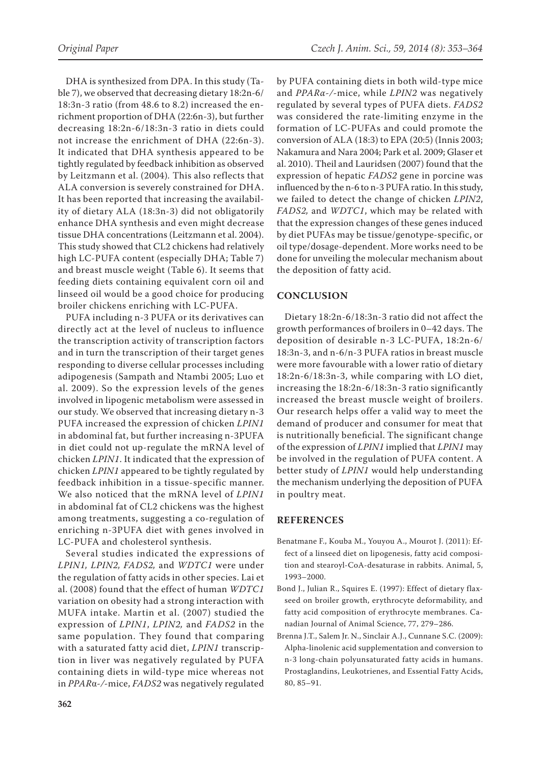DHA is synthesized from DPA. In this study (Table 7), we observed that decreasing dietary 18:2n-6/18:3n-3 ratio (from 48.6 to 8.2) increased the enrichment proportion of DHA (22:6n-3), but further decreasing 18:2n-6/18:3n-3 ratio in diets could not increase the enrichment of DHA (22:6n-3). It indicated that DHA synthesis appeared to be tightly regulated by feedback inhibition as observed by Leitzmann et al. (2004). This also reflects that ALA conversion is severely constrained for DHA. It has been reported that increasing the availability of dietary ALA (18:3n-3) did not obligatorily enhance DHA synthesis and even might decrease tissue DHA concentrations (Leitzmann et al. 2004). This study showed that CL2 chickens had relatively high LC-PUFA content (especially DHA; Table 7) and breast muscle weight (Table 6). It seems that feeding diets containing equivalent corn oil and linseed oil would be a good choice for producing broiler chickens enriching with LC-PUFA.

PUFA including n-3 PUFA or its derivatives can directly act at the level of nucleus to influence the transcription activity of transcription factors and in turn the transcription of their target genes responding to diverse cellular processes including adipogenesis (Sampath and Ntambi 2005; Luo et al. 2009). So the expression levels of the genes involved in lipogenic metabolism were assessed in our study. We observed that increasing dietary n-3 PUFA increased the expression of chicken *LPIN1* in abdominal fat, but further increasing n-3PUFA in diet could not up-regulate the mRNA level of chicken *LPIN1*. It indicated that the expression of chicken *LPIN1* appeared to be tightly regulated by feedback inhibition in a tissue-specific manner. We also noticed that the mRNA level of *LPIN1* in abdominal fat of CL2 chickens was the highest among treatments, suggesting a co-regulation of enriching n-3PUFA diet with genes involved in LC-PUFA and cholesterol synthesis.

Several studies indicated the expressions of *LPIN1, LPIN2, FADS2,* and *WDTC1* were under the regulation of fatty acids in other species. Lai et al. (2008) found that the effect of human *WDTC1* variation on obesity had a strong interaction with MUFA intake. Martin et al. (2007) studied the expression of *LPIN1*, *LPIN2,* and *FADS2* in the same population. They found that comparing with a saturated fatty acid diet, *LPIN1* transcription in liver was negatively regulated by PUFA containing diets in wild-type mice whereas not in *PPARα-/-*mice, *FADS2* was negatively regulated by PUFA containing diets in both wild-type mice and *PPARα-/-*mice, while *LPIN2* was negatively regulated by several types of PUFA diets. *FADS2* was considered the rate-limiting enzyme in the formation of LC-PUFAs and could promote the conversion of ALA (18:3) to EPA (20:5) (Innis 2003; Nakamura and Nara 2004; Park et al. 2009; Glaser et al. 2010). Theil and Lauridsen (2007) found that the expression of hepatic *FADS2* gene in porcine was influenced by the n-6 to n-3 PUFA ratio. In this study, we failed to detect the change of chicken *LPIN2*, *FADS2,* and *WDTC1*, which may be related with that the expression changes of these genes induced by diet PUFAs may be tissue/genotype-specific, or oil type/dosage-dependent. More works need to be done for unveiling the molecular mechanism about the deposition of fatty acid.

## CONCLUSION

Dietary 18:2n-6/18:3n-3 ratio did not affect the growth performances of broilers in 0–42 days. The deposition of desirable n-3 LC-PUFA, 18:2n-6/18:3n-3, and n-6/n-3 PUFA ratios in breast muscle were more favourable with a lower ratio of dietary 18:2n-6/18:3n-3, while comparing with LO diet, increasing the 18:2n-6/18:3n-3 ratio significantly increased the breast muscle weight of broilers. Our research helps offer a valid way to meet the demand of producer and consumer for meat that is nutritionally beneficial. The significant change of the expression of *LPIN1* implied that *LPIN1* may be involved in the regulation of PUFA content. A better study of *LPIN1* would help understanding the mechanism underlying the deposition of PUFA in poultry meat.

## REFERENCES

Benatmane F., Kouba M., Youyou A., Mourot J. (2011): Effect of a linseed diet on lipogenesis, fatty acid composition and stearoyl-CoA-desaturase in rabbits. Animal, 5, 1993–2000.

Bond J., Julian R., Squires E. (1997): Effect of dietary flaxseed on broiler growth, erythrocyte deformability, and fatty acid composition of erythrocyte membranes. Canadian Journal of Animal Science, 77, 279–286.

Brenna J.T., Salem Jr. N., Sinclair A.J., Cunnane S.C. (2009): Alpha-linolenic acid supplementation and conversion to n-3 long-chain polyunsaturated fatty acids in humans. Prostaglandins, Leukotrienes, and Essential Fatty Acids, 80, 85–91.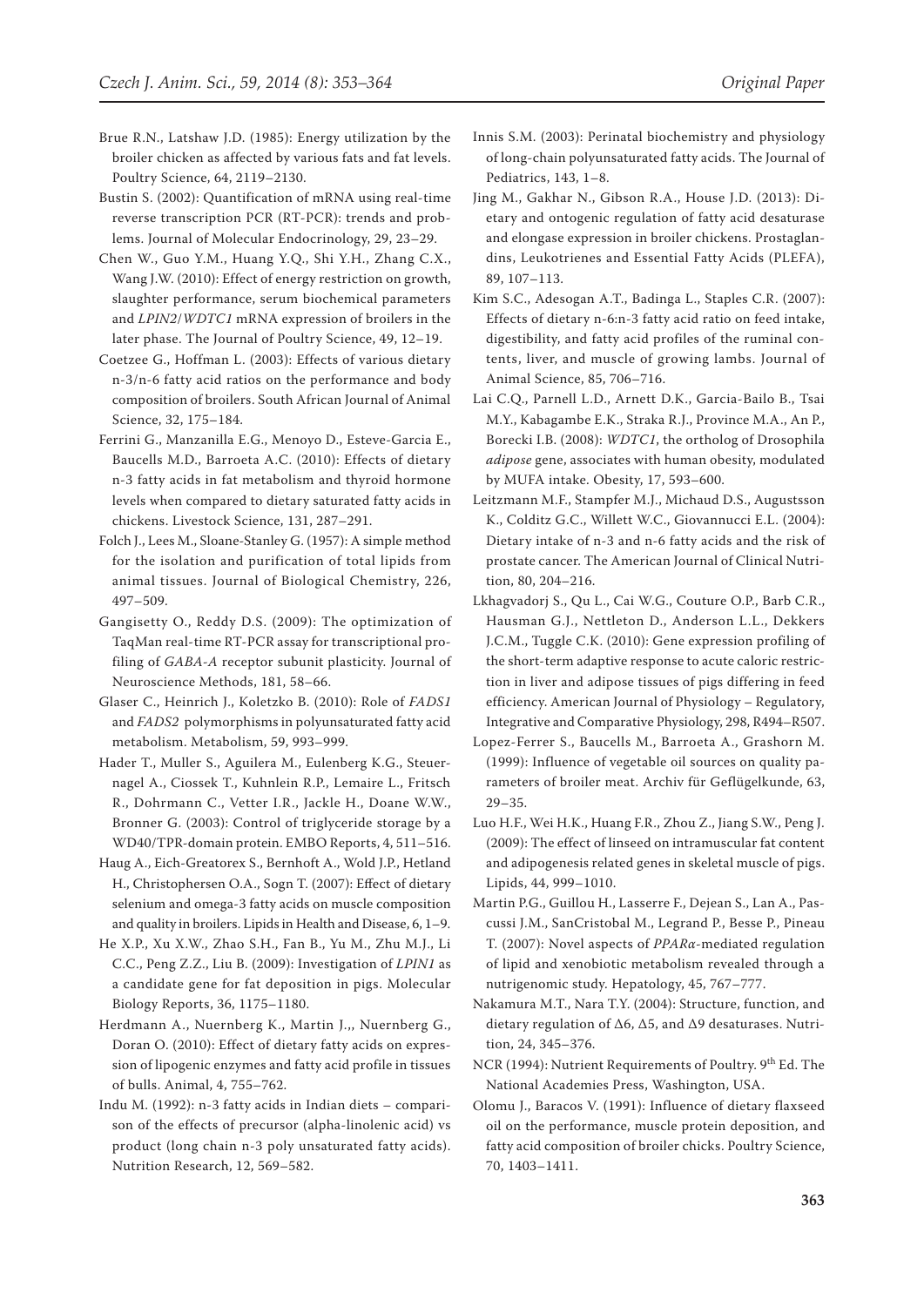Brue R.N., Latshaw J.D. (1985): Energy utilization by the broiler chicken as affected by various fats and fat levels. Poultry Science, 64, 2119–2130.

Bustin S. (2002): Quantification of mRNA using real-time reverse transcription PCR (RT-PCR): trends and problems. Journal of Molecular Endocrinology, 29, 23–29.

Chen W., Guo Y.M., Huang Y.Q., Shi Y.H., Zhang C.X., Wang J.W. (2010): Effect of energy restriction on growth, slaughter performance, serum biochemical parameters and *LPIN2*/*WDTC1* mRNA expression of broilers in the later phase. The Journal of Poultry Science, 49, 12–19.

Coetzee G., Hoffman L. (2003): Effects of various dietary n-3/n-6 fatty acid ratios on the performance and body composition of broilers. South African Journal of Animal Science, 32, 175–184.

Ferrini G., Manzanilla E.G., Menoyo D., Esteve-Garcia E., Baucells M.D., Barroeta A.C. (2010): Effects of dietary n-3 fatty acids in fat metabolism and thyroid hormone levels when compared to dietary saturated fatty acids in chickens. Livestock Science, 131, 287–291.

Folch J., Lees M., Sloane-Stanley G. (1957): A simple method for the isolation and purification of total lipids from animal tissues. Journal of Biological Chemistry, 226, 497–509.

Gangisetty O., Reddy D.S. (2009): The optimization of TaqMan real-time RT-PCR assay for transcriptional profiling of *GABA-A* receptor subunit plasticity. Journal of Neuroscience Methods, 181, 58–66.

Glaser C., Heinrich J., Koletzko B. (2010): Role of *FADS1* and *FADS2* polymorphisms in polyunsaturated fatty acid metabolism. Metabolism, 59, 993–999.

Hader T., Muller S., Aguilera M., Eulenberg K.G., Steuernagel A., Ciossek T., Kuhnlein R.P., Lemaire L., Fritsch R., Dohrmann C., Vetter I.R., Jackle H., Doane W.W., Bronner G. (2003): Control of triglyceride storage by a WD40/TPR-domain protein. EMBO Reports, 4, 511–516.

Haug A., Eich-Greatorex S., Bernhoft A., Wold J.P., Hetland H., Christophersen O.A., Sogn T. (2007): Effect of dietary selenium and omega-3 fatty acids on muscle composition and quality in broilers. Lipids in Health and Disease, 6, 1–9.

He X.P., Xu X.W., Zhao S.H., Fan B., Yu M., Zhu M.J., Li C.C., Peng Z.Z., Liu B. (2009): Investigation of *LPIN1* as a candidate gene for fat deposition in pigs. Molecular Biology Reports, 36, 1175–1180.

Herdmann A., Nuernberg K., Martin J.,, Nuernberg G., Doran O. (2010): Effect of dietary fatty acids on expression of lipogenic enzymes and fatty acid profile in tissues of bulls. Animal, 4, 755–762.

Indu M. (1992): n-3 fatty acids in Indian diets – comparison of the effects of precursor (alpha-linolenic acid) vs product (long chain n-3 poly unsaturated fatty acids). Nutrition Research, 12, 569–582.

Innis S.M. (2003): Perinatal biochemistry and physiology of long-chain polyunsaturated fatty acids. The Journal of Pediatrics, 143, 1–8.

Jing M., Gakhar N., Gibson R.A., House J.D. (2013): Dietary and ontogenic regulation of fatty acid desaturase and elongase expression in broiler chickens. Prostaglandins, Leukotrienes and Essential Fatty Acids (PLEFA), 89, 107–113.

Kim S.C., Adesogan A.T., Badinga L., Staples C.R. (2007): Effects of dietary n-6:n-3 fatty acid ratio on feed intake, digestibility, and fatty acid profiles of the ruminal contents, liver, and muscle of growing lambs. Journal of Animal Science, 85, 706–716.

Lai C.Q., Parnell L.D., Arnett D.K., Garcia-Bailo B., Tsai M.Y., Kabagambe E.K., Straka R.J., Province M.A., An P., Borecki I.B. (2008): *WDTC1*, the ortholog of Drosophila *adipose* gene, associates with human obesity, modulated by MUFA intake. Obesity, 17, 593–600.

Leitzmann M.F., Stampfer M.J., Michaud D.S., Augustsson K., Colditz G.C., Willett W.C., Giovannucci E.L. (2004): Dietary intake of n-3 and n-6 fatty acids and the risk of prostate cancer. The American Journal of Clinical Nutrition, 80, 204–216.

Lkhagvadorj S., Qu L., Cai W.G., Couture O.P., Barb C.R., Hausman G.J., Nettleton D., Anderson L.L., Dekkers J.C.M., Tuggle C.K. (2010): Gene expression profiling of the short-term adaptive response to acute caloric restriction in liver and adipose tissues of pigs differing in feed efficiency. American Journal of Physiology – Regulatory, Integrative and Comparative Physiology, 298, R494–R507.

Lopez-Ferrer S., Baucells M., Barroeta A., Grashorn M. (1999): Influence of vegetable oil sources on quality parameters of broiler meat. Archiv für Geflügelkunde, 63, 29–35.

Luo H.F., Wei H.K., Huang F.R., Zhou Z., Jiang S.W., Peng J. (2009): The effect of linseed on intramuscular fat content and adipogenesis related genes in skeletal muscle of pigs. Lipids, 44, 999–1010.

Martin P.G., Guillou H., Lasserre F., Dejean S., Lan A., Pascussi J.M., SanCristobal M., Legrand P., Besse P., Pineau T. (2007): Novel aspects of *PPARα*-mediated regulation of lipid and xenobiotic metabolism revealed through a nutrigenomic study. Hepatology, 45, 767–777.

Nakamura M.T., Nara T.Y. (2004): Structure, function, and dietary regulation of Δ6, Δ5, and Δ9 desaturases. Nutrition, 24, 345–376.

NCR (1994): Nutrient Requirements of Poultry. 9th Ed. The National Academies Press, Washington, USA.

Olomu J., Baracos V. (1991): Influence of dietary flaxseed oil on the performance, muscle protein deposition, and fatty acid composition of broiler chicks. Poultry Science, 70, 1403–1411.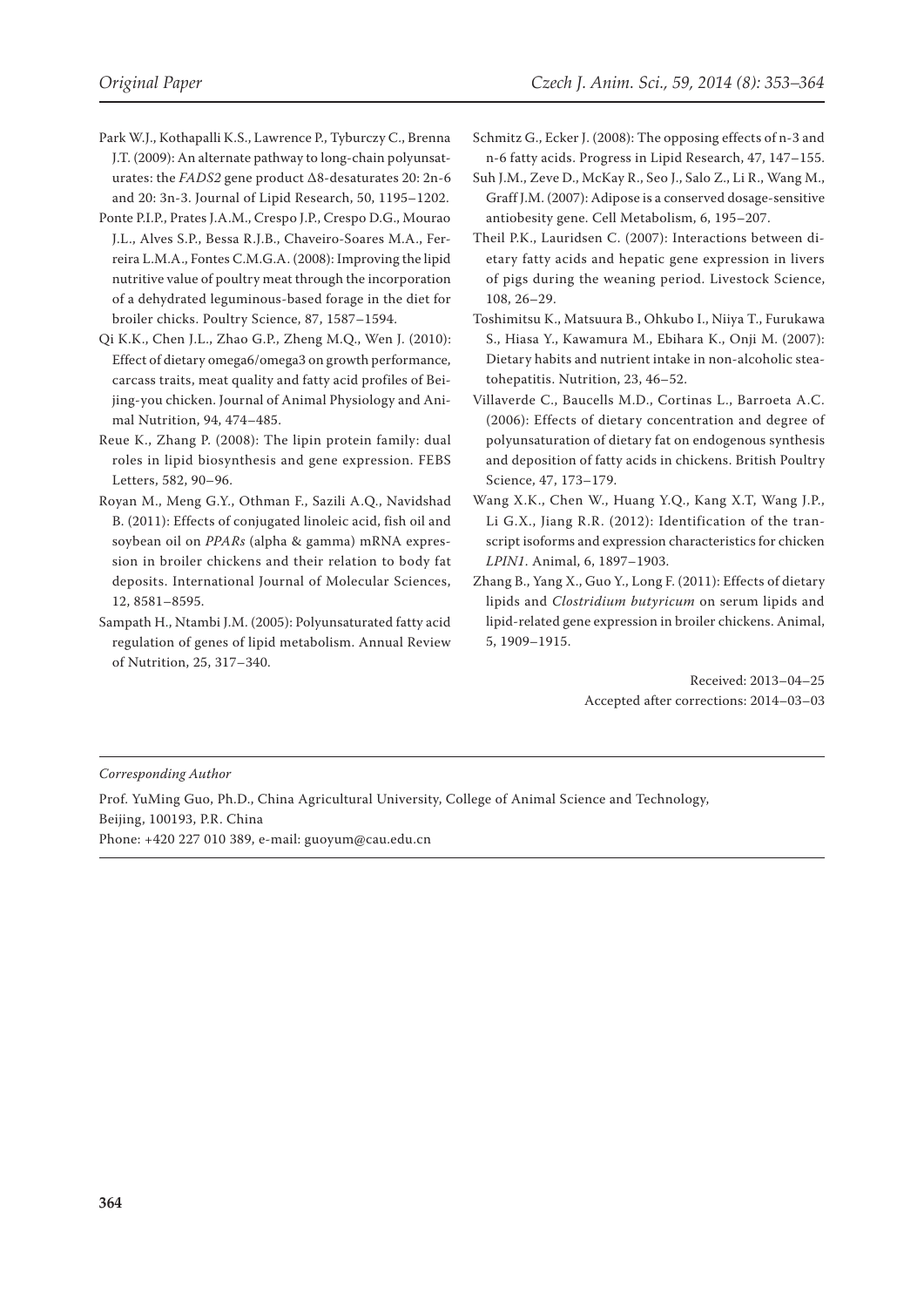Park W.J., Kothapalli K.S., Lawrence P., Tyburczy C., Brenna J.T. (2009): An alternate pathway to long-chain polyunsaturates: the *FADS2* gene product Δ8-desaturates 20: 2n-6 and 20: 3n-3. Journal of Lipid Research, 50, 1195–1202.

Ponte P.I.P., Prates J.A.M., Crespo J.P., Crespo D.G., Mourao J.L., Alves S.P., Bessa R.J.B., Chaveiro-Soares M.A., Ferreira L.M.A., Fontes C.M.G.A. (2008): Improving the lipid nutritive value of poultry meat through the incorporation of a dehydrated leguminous-based forage in the diet for broiler chicks. Poultry Science, 87, 1587–1594.

Qi K.K., Chen J.L., Zhao G.P., Zheng M.Q., Wen J. (2010): Effect of dietary omega6/omega3 on growth performance, carcass traits, meat quality and fatty acid profiles of Beijing-you chicken. Journal of Animal Physiology and Animal Nutrition, 94, 474–485.

Reue K., Zhang P. (2008): The lipin protein family: dual roles in lipid biosynthesis and gene expression. FEBS Letters, 582, 90–96.

Royan M., Meng G.Y., Othman F., Sazili A.Q., Navidshad B. (2011): Effects of conjugated linoleic acid, fish oil and soybean oil on *PPARs* (alpha & gamma) mRNA expression in broiler chickens and their relation to body fat deposits. International Journal of Molecular Sciences, 12, 8581–8595.

Sampath H., Ntambi J.M. (2005): Polyunsaturated fatty acid regulation of genes of lipid metabolism. Annual Review of Nutrition, 25, 317–340.

Schmitz G., Ecker J. (2008): The opposing effects of n-3 and n-6 fatty acids. Progress in Lipid Research, 47, 147–155.

Suh J.M., Zeve D., McKay R., Seo J., Salo Z., Li R., Wang M., Graff J.M. (2007): Adipose is a conserved dosage-sensitive antiobesity gene. Cell Metabolism, 6, 195–207.

Theil P.K., Lauridsen C. (2007): Interactions between dietary fatty acids and hepatic gene expression in livers of pigs during the weaning period. Livestock Science, 108, 26–29.

Toshimitsu K., Matsuura B., Ohkubo I., Niiya T., Furukawa S., Hiasa Y., Kawamura M., Ebihara K., Onji M. (2007): Dietary habits and nutrient intake in non-alcoholic steatohepatitis. Nutrition, 23, 46–52.

Villaverde C., Baucells M.D., Cortinas L., Barroeta A.C. (2006): Effects of dietary concentration and degree of polyunsaturation of dietary fat on endogenous synthesis and deposition of fatty acids in chickens. British Poultry Science, 47, 173–179.

Wang X.K., Chen W., Huang Y.Q., Kang X.T, Wang J.P., Li G.X., Jiang R.R. (2012): Identification of the transcript isoforms and expression characteristics for chicken *LPIN1*. Animal, 6, 1897–1903.

Zhang B., Yang X., Guo Y., Long F. (2011): Effects of dietary lipids and *Clostridium butyricum* on serum lipids and lipid-related gene expression in broiler chickens. Animal, 5, 1909–1915.

Received: 2013–04–25
Accepted after corrections: 2014–03–03

*Corresponding Author*

Prof. YuMing Guo, Ph.D., China Agricultural University, College of Animal Science and Technology, Beijing, 100193, P.R. China
Phone: +420 227 010 389, e-mail: guoyum@cau.edu.cn